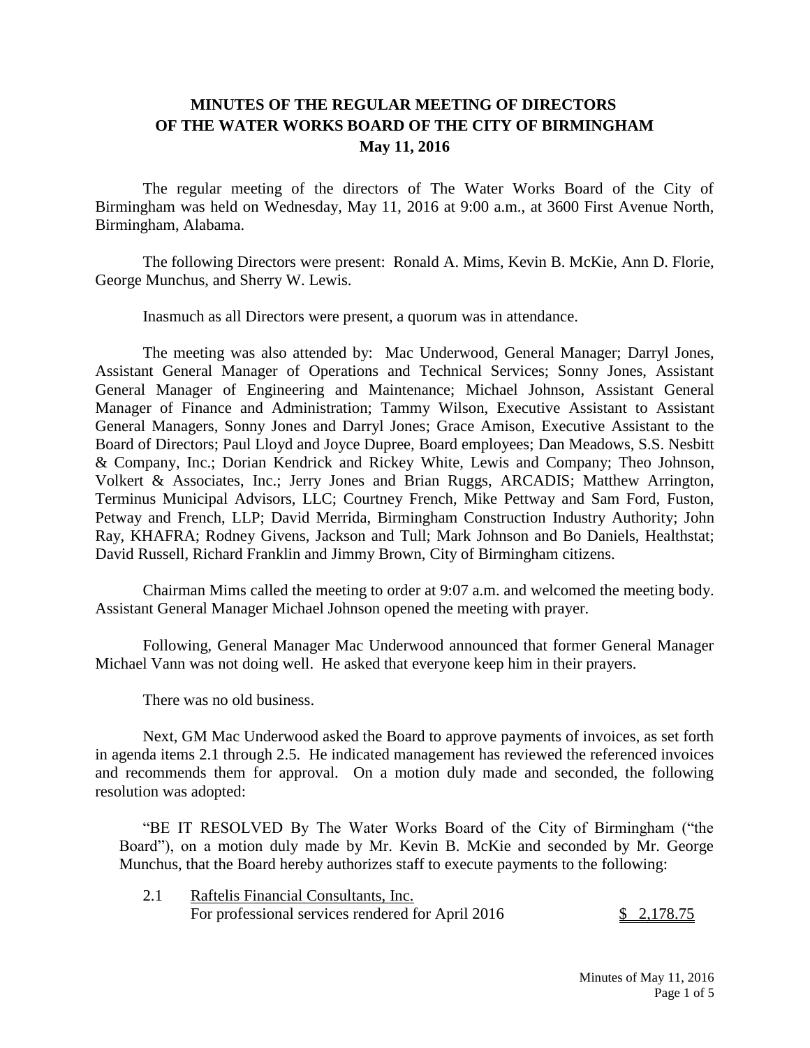**MINUTES OF THE REGULAR MEETING OF DIRECTORS**
**OF THE WATER WORKS BOARD OF THE CITY OF BIRMINGHAM**
**May 11, 2016**

The regular meeting of the directors of The Water Works Board of the City of Birmingham was held on Wednesday, May 11, 2016 at 9:00 a.m., at 3600 First Avenue North, Birmingham, Alabama.

The following Directors were present: Ronald A. Mims, Kevin B. McKie, Ann D. Florie, George Munchus, and Sherry W. Lewis.

Inasmuch as all Directors were present, a quorum was in attendance.

The meeting was also attended by: Mac Underwood, General Manager; Darryl Jones, Assistant General Manager of Operations and Technical Services; Sonny Jones, Assistant General Manager of Engineering and Maintenance; Michael Johnson, Assistant General Manager of Finance and Administration; Tammy Wilson, Executive Assistant to Assistant General Managers, Sonny Jones and Darryl Jones; Grace Amison, Executive Assistant to the Board of Directors; Paul Lloyd and Joyce Dupree, Board employees; Dan Meadows, S.S. Nesbitt & Company, Inc.; Dorian Kendrick and Rickey White, Lewis and Company; Theo Johnson, Volkert & Associates, Inc.; Jerry Jones and Brian Ruggs, ARCADIS; Matthew Arrington, Terminus Municipal Advisors, LLC; Courtney French, Mike Pettway and Sam Ford, Fuston, Petway and French, LLP; David Merrida, Birmingham Construction Industry Authority; John Ray, KHAFRA; Rodney Givens, Jackson and Tull; Mark Johnson and Bo Daniels, Healthstat; David Russell, Richard Franklin and Jimmy Brown, City of Birmingham citizens.

Chairman Mims called the meeting to order at 9:07 a.m. and welcomed the meeting body. Assistant General Manager Michael Johnson opened the meeting with prayer.

Following, General Manager Mac Underwood announced that former General Manager Michael Vann was not doing well. He asked that everyone keep him in their prayers.

There was no old business.

Next, GM Mac Underwood asked the Board to approve payments of invoices, as set forth in agenda items 2.1 through 2.5. He indicated management has reviewed the referenced invoices and recommends them for approval. On a motion duly made and seconded, the following resolution was adopted:

"BE IT RESOLVED By The Water Works Board of the City of Birmingham ("the Board"), on a motion duly made by Mr. Kevin B. McKie and seconded by Mr. George Munchus, that the Board hereby authorizes staff to execute payments to the following:

2.1 Raftelis Financial Consultants, Inc.
For professional services rendered for April 2016 — $ 2,178.75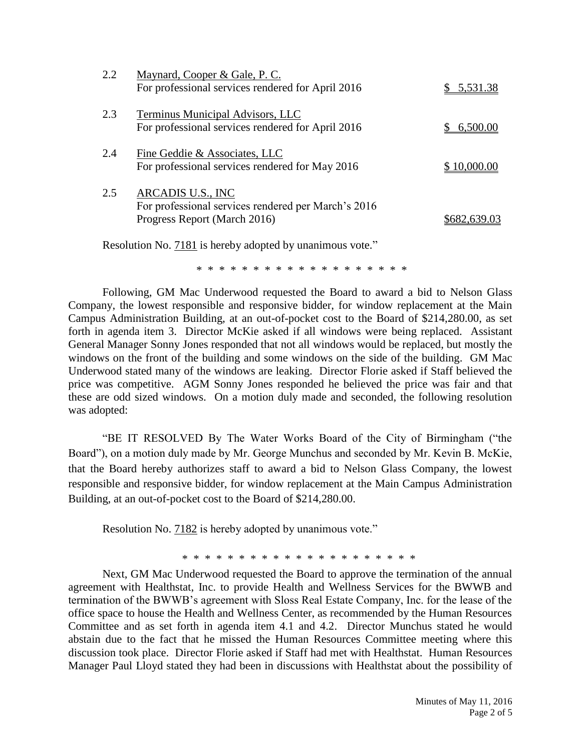| | | |
|---|---|---|
| 2.2 | Maynard, Cooper & Gale, P. C.<br>For professional services rendered for April 2016 | $ 5,531.38 |
| 2.3 | Terminus Municipal Advisors, LLC<br>For professional services rendered for April 2016 | $ 6,500.00 |
| 2.4 | Fine Geddie & Associates, LLC<br>For professional services rendered for May 2016 | $ 10,000.00 |
| 2.5 | ARCADIS U.S., INC<br>For professional services rendered per March's 2016 Progress Report (March 2016) | $682,639.03 |

Resolution No. 7181 is hereby adopted by unanimous vote."

\* \* \* \* \* \* \* \* \* \* \* \* \* \* \* \* \* \* \* \*

Following, GM Mac Underwood requested the Board to award a bid to Nelson Glass Company, the lowest responsible and responsive bidder, for window replacement at the Main Campus Administration Building, at an out-of-pocket cost to the Board of $214,280.00, as set forth in agenda item 3. Director McKie asked if all windows were being replaced. Assistant General Manager Sonny Jones responded that not all windows would be replaced, but mostly the windows on the front of the building and some windows on the side of the building. GM Mac Underwood stated many of the windows are leaking. Director Florie asked if Staff believed the price was competitive. AGM Sonny Jones responded he believed the price was fair and that these are odd sized windows. On a motion duly made and seconded, the following resolution was adopted:

"BE IT RESOLVED By The Water Works Board of the City of Birmingham ("the Board"), on a motion duly made by Mr. George Munchus and seconded by Mr. Kevin B. McKie, that the Board hereby authorizes staff to award a bid to Nelson Glass Company, the lowest responsible and responsive bidder, for window replacement at the Main Campus Administration Building, at an out-of-pocket cost to the Board of $214,280.00.

Resolution No. 7182 is hereby adopted by unanimous vote."

\* \* \* \* \* \* \* \* \* \* \* \* \* \* \* \* \* \* \* \* \* \* \*

Next, GM Mac Underwood requested the Board to approve the termination of the annual agreement with Healthstat, Inc. to provide Health and Wellness Services for the BWWB and termination of the BWWB's agreement with Sloss Real Estate Company, Inc. for the lease of the office space to house the Health and Wellness Center, as recommended by the Human Resources Committee and as set forth in agenda item 4.1 and 4.2. Director Munchus stated he would abstain due to the fact that he missed the Human Resources Committee meeting where this discussion took place. Director Florie asked if Staff had met with Healthstat. Human Resources Manager Paul Lloyd stated they had been in discussions with Healthstat about the possibility of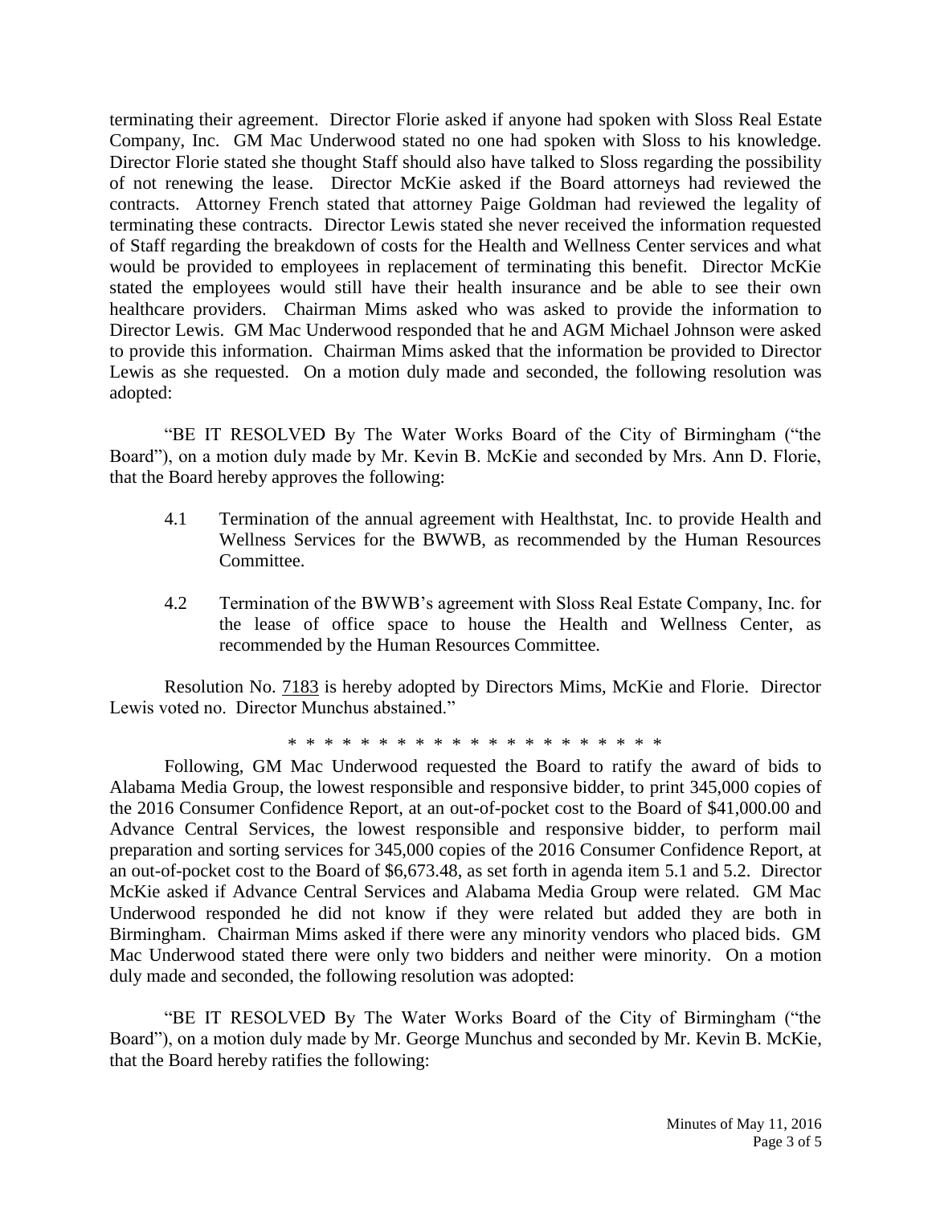terminating their agreement. Director Florie asked if anyone had spoken with Sloss Real Estate Company, Inc. GM Mac Underwood stated no one had spoken with Sloss to his knowledge. Director Florie stated she thought Staff should also have talked to Sloss regarding the possibility of not renewing the lease. Director McKie asked if the Board attorneys had reviewed the contracts. Attorney French stated that attorney Paige Goldman had reviewed the legality of terminating these contracts. Director Lewis stated she never received the information requested of Staff regarding the breakdown of costs for the Health and Wellness Center services and what would be provided to employees in replacement of terminating this benefit. Director McKie stated the employees would still have their health insurance and be able to see their own healthcare providers. Chairman Mims asked who was asked to provide the information to Director Lewis. GM Mac Underwood responded that he and AGM Michael Johnson were asked to provide this information. Chairman Mims asked that the information be provided to Director Lewis as she requested. On a motion duly made and seconded, the following resolution was adopted:

"BE IT RESOLVED By The Water Works Board of the City of Birmingham ("the Board"), on a motion duly made by Mr. Kevin B. McKie and seconded by Mrs. Ann D. Florie, that the Board hereby approves the following:

4.1 Termination of the annual agreement with Healthstat, Inc. to provide Health and Wellness Services for the BWWB, as recommended by the Human Resources Committee.

4.2 Termination of the BWWB's agreement with Sloss Real Estate Company, Inc. for the lease of office space to house the Health and Wellness Center, as recommended by the Human Resources Committee.

Resolution No. 7183 is hereby adopted by Directors Mims, McKie and Florie. Director Lewis voted no. Director Munchus abstained."

\* \* \* \* \* \* \* \* \* \* \* \* \* \* \* \* \* \* \* \* \* \*

Following, GM Mac Underwood requested the Board to ratify the award of bids to Alabama Media Group, the lowest responsible and responsive bidder, to print 345,000 copies of the 2016 Consumer Confidence Report, at an out-of-pocket cost to the Board of $41,000.00 and Advance Central Services, the lowest responsible and responsive bidder, to perform mail preparation and sorting services for 345,000 copies of the 2016 Consumer Confidence Report, at an out-of-pocket cost to the Board of $6,673.48, as set forth in agenda item 5.1 and 5.2. Director McKie asked if Advance Central Services and Alabama Media Group were related. GM Mac Underwood responded he did not know if they were related but added they are both in Birmingham. Chairman Mims asked if there were any minority vendors who placed bids. GM Mac Underwood stated there were only two bidders and neither were minority. On a motion duly made and seconded, the following resolution was adopted:

"BE IT RESOLVED By The Water Works Board of the City of Birmingham ("the Board"), on a motion duly made by Mr. George Munchus and seconded by Mr. Kevin B. McKie, that the Board hereby ratifies the following: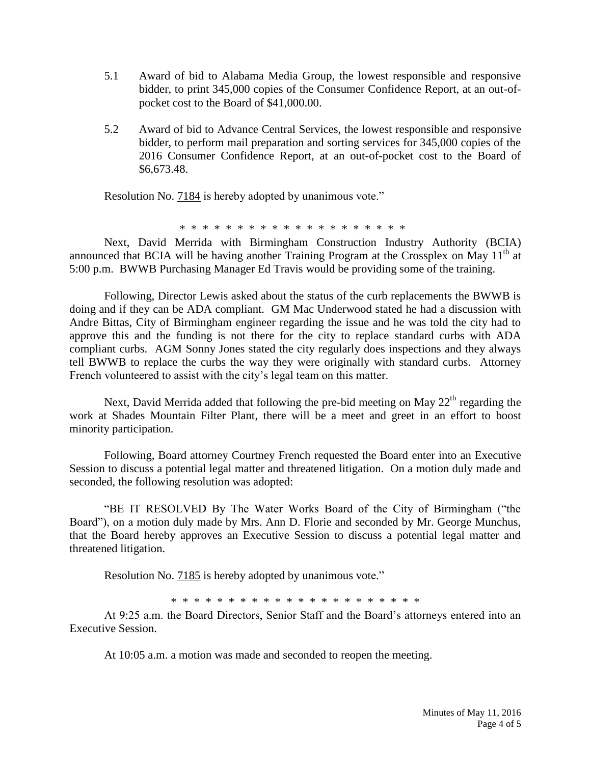5.1 Award of bid to Alabama Media Group, the lowest responsible and responsive bidder, to print 345,000 copies of the Consumer Confidence Report, at an out-of-pocket cost to the Board of $41,000.00.

5.2 Award of bid to Advance Central Services, the lowest responsible and responsive bidder, to perform mail preparation and sorting services for 345,000 copies of the 2016 Consumer Confidence Report, at an out-of-pocket cost to the Board of $6,673.48.

Resolution No. 7184 is hereby adopted by unanimous vote."

\* \* \* \* \* \* \* \* \* \* \* \* \* \* \* \* \* \* \* \* \* \*

Next, David Merrida with Birmingham Construction Industry Authority (BCIA) announced that BCIA will be having another Training Program at the Crossplex on May 11th at 5:00 p.m. BWWB Purchasing Manager Ed Travis would be providing some of the training.

Following, Director Lewis asked about the status of the curb replacements the BWWB is doing and if they can be ADA compliant. GM Mac Underwood stated he had a discussion with Andre Bittas, City of Birmingham engineer regarding the issue and he was told the city had to approve this and the funding is not there for the city to replace standard curbs with ADA compliant curbs. AGM Sonny Jones stated the city regularly does inspections and they always tell BWWB to replace the curbs the way they were originally with standard curbs. Attorney French volunteered to assist with the city's legal team on this matter.

Next, David Merrida added that following the pre-bid meeting on May 22nd regarding the work at Shades Mountain Filter Plant, there will be a meet and greet in an effort to boost minority participation.

Following, Board attorney Courtney French requested the Board enter into an Executive Session to discuss a potential legal matter and threatened litigation. On a motion duly made and seconded, the following resolution was adopted:

"BE IT RESOLVED By The Water Works Board of the City of Birmingham ("the Board"), on a motion duly made by Mrs. Ann D. Florie and seconded by Mr. George Munchus, that the Board hereby approves an Executive Session to discuss a potential legal matter and threatened litigation.

Resolution No. 7185 is hereby adopted by unanimous vote."

\* \* \* \* \* \* \* \* \* \* \* \* \* \* \* \* \* \* \* \* \* \* \* \*

At 9:25 a.m. the Board Directors, Senior Staff and the Board's attorneys entered into an Executive Session.

At 10:05 a.m. a motion was made and seconded to reopen the meeting.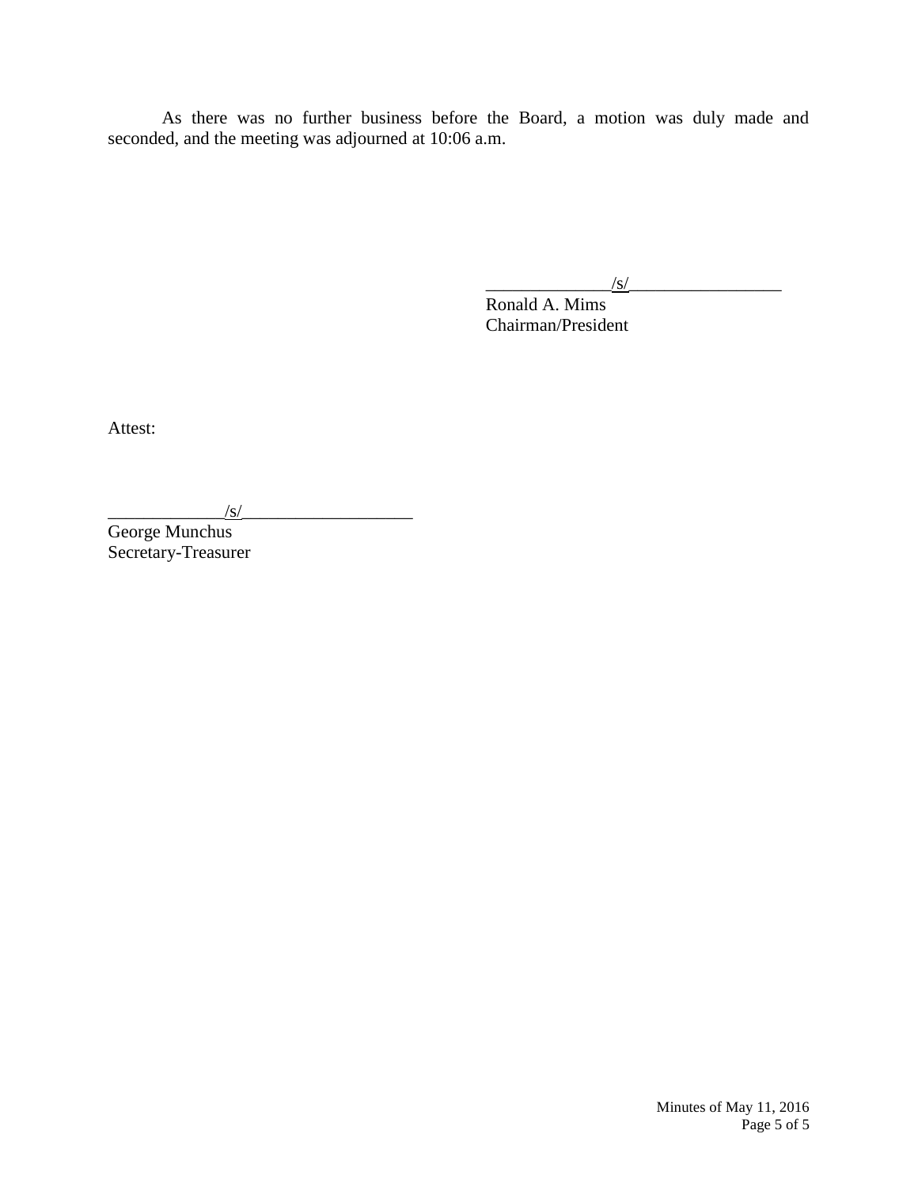As there was no further business before the Board, a motion was duly made and seconded, and the meeting was adjourned at 10:06 a.m.

______________/s/_________________
Ronald A. Mims
Chairman/President

Attest:

_____________/s/___________________
George Munchus
Secretary-Treasurer